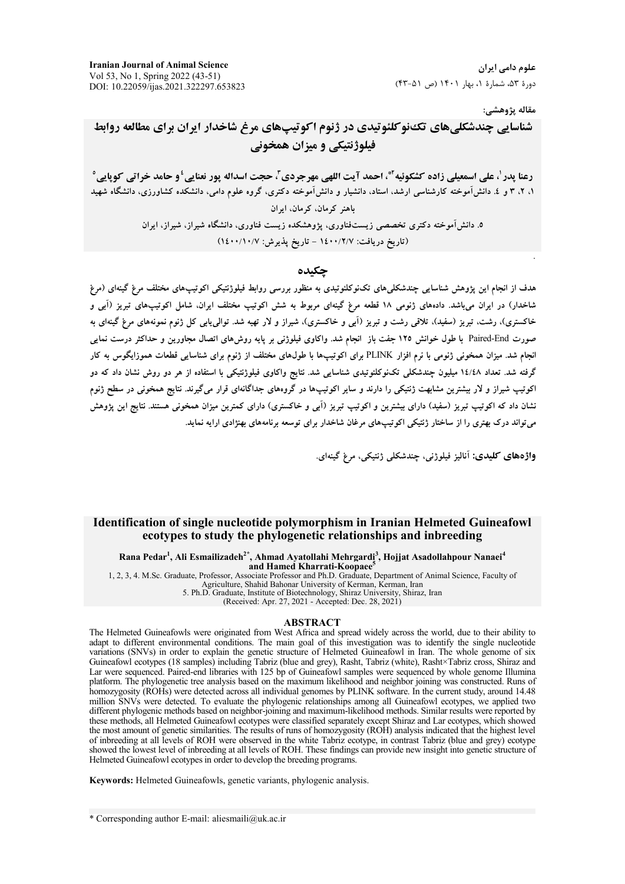**Iranian Journal of Animal Science**
Vol 53, No 1, Spring 2022 (43-51)
DOI: 10.22059/ijas.2021.322297.653823

**علوم دامی ایران**
دورهٔ ۵۳، شمارهٔ ۱، بهار ۱۴۰۱ (ص ۵۱-۴۳)

**مقاله پژوهشی:**

# شناسایی چندشکلی‌های تک‌نوکلئوتیدی در ژنوم اکوتیپ‌های مرغ شاخدار ایران برای مطالعه روابط فیلوژنتیکی و میزان همخونی

**رعنا پدر[۱]، علی اسمعیلی زاده کشکوئیه[۲\*]، احمد آیت اللهی مهرجردی[۳]، حجت اسداله پور نعنایی[۴] و حامد خراتی کوپایی[۵]**

۱، ۲، ۳ و ۴. دانش‌آموخته کارشناسی ارشد، استاد، دانشیار و دانش‌آموخته دکتری، گروه علوم دامی، دانشکده کشاورزی، دانشگاه شهید باهنر کرمان، کرمان، ایران

۵. دانش‌آموخته دکتری تخصصی زیست‌فناوری، پژوهشکده زیست فناوری، دانشگاه شیراز، شیراز، ایران

(تاریخ دریافت: ۱۴۰۰/۲/۷ - تاریخ پذیرش: ۱۴۰۰/۱۰/۷)

## چکیده

هدف از انجام این پژوهش شناسایی چندشکلی‌های تک‌نوکلئوتیدی به منظور بررسی روابط فیلوژنتیکی اکوتیپ‌های مختلف مرغ گینه‌ای (مرغ شاخدار) در ایران می‌باشد. داده‌های ژنومی ۱۸ قطعه مرغ گینه‌ای مربوط به شش اکوتیپ مختلف ایران، شامل اکوتیپ‌های تبریز (آبی و خاکستری)، رشت، تبریز (سفید)، تلاقی رشت و تبریز (آبی و خاکستری)، شیراز و لار تهیه شد. توالی‌یابی کل ژنوم نمونه‌های مرغ گینه‌ای به صورت Paired-End با طول خوانش ۱۲۵ جفت باز انجام شد. واکاوی فیلوژنی بر پایه روش‌های اتصال مجاورین و حداکثر درست نمایی انجام شد. میزان همخونی ژنومی با نرم افزار PLINK برای اکوتیپ‌ها با طول‌های مختلف از ژنوم برای شناسایی قطعات هموزایگوس به کار گرفته شد. تعداد ۱۴/۴۸ میلیون چندشکلی تک‌نوکلئوتیدی شناسایی شد. نتایج واکاوی فیلوژنتیکی با استفاده از هر دو روش نشان داد که دو اکوتیپ شیراز و لار بیشترین مشابهت ژنتیکی را دارند و سایر اکوتیپ‌ها در گروه‌های جداگانه‌ای قرار می‌گیرند. نتایج همخونی در سطح ژنوم نشان داد که اکوتیپ تبریز (سفید) دارای بیشترین و اکوتیپ تبریز (آبی و خاکستری) دارای کمترین میزان همخونی هستند. نتایج این پژوهش می‌تواند درک بهتری را از ساختار ژنتیکی اکوتیپ‌های مرغان شاخدار برای توسعه برنامه‌های بهنژادی ارایه نماید.

**واژه‌های کلیدی:** آنالیز فیلوژنی، چندشکلی ژنتیکی، مرغ گینه‌ای.

# Identification of single nucleotide polymorphism in Iranian Helmeted Guineafowl ecotypes to study the phylogenetic relationships and inbreeding

**Rana Pedar[1], Ali Esmailizadeh[2\*], Ahmad Ayatollahi Mehrgardi[3], Hojjat Asadollahpour Nanaei[4] and Hamed Kharrati-Koopaee[5]**

1, 2, 3, 4. M.Sc. Graduate, Professor, Associate Professor and Ph.D. Graduate, Department of Animal Science, Faculty of Agriculture, Shahid Bahonar University of Kerman, Kerman, Iran
5. Ph.D. Graduate, Institute of Biotechnology, Shiraz University, Shiraz, Iran
(Received: Apr. 27, 2021 - Accepted: Dec. 28, 2021)

## ABSTRACT

The Helmeted Guineafowls were originated from West Africa and spread widely across the world, due to their ability to adapt to different environmental conditions. The main goal of this investigation was to identify the single nucleotide variations (SNVs) in order to explain the genetic structure of Helmeted Guineafowl in Iran. The whole genome of six Guineafowl ecotypes (18 samples) including Tabriz (blue and grey), Rasht, Tabriz (white), Rasht×Tabriz cross, Shiraz and Lar were sequenced. Paired-end libraries with 125 bp of Guineafowl samples were sequenced by whole genome Illumina platform. The phylogenetic tree analysis based on the maximum likelihood and neighbor joining was constructed. Runs of homozygosity (ROHs) were detected across all individual genomes by PLINK software. In the current study, around 14.48 million SNVs were detected. To evaluate the phylogenic relationships among all Guineafowl ecotypes, we applied two different phylogenic methods based on neighbor-joining and maximum-likelihood methods. Similar results were reported by these methods, all Helmeted Guineafowl ecotypes were classified separately except Shiraz and Lar ecotypes, which showed the most amount of genetic similarities. The results of runs of homozygosity (ROH) analysis indicated that the highest level of inbreeding at all levels of ROH were observed in the white Tabriz ecotype, in contrast Tabriz (blue and grey) ecotype showed the lowest level of inbreeding at all levels of ROH. These findings can provide new insight into genetic structure of Helmeted Guineafowl ecotypes in order to develop the breeding programs.

**Keywords:** Helmeted Guineafowls, genetic variants, phylogenic analysis.

\* Corresponding author E-mail: aliesmaili@uk.ac.ir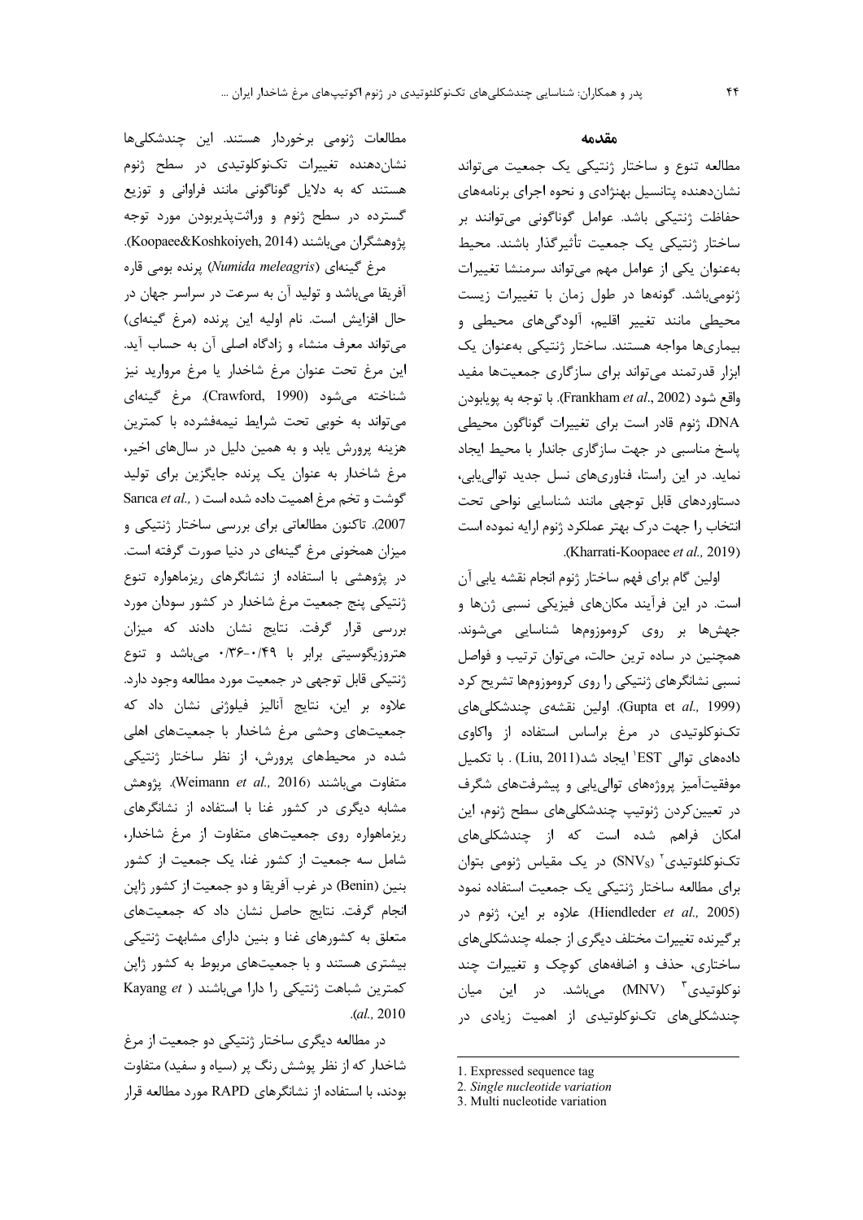## مقدمه

مطالعه تنوع و ساختار ژنتیکی یک جمعیت می‌تواند نشان‌دهنده پتانسیل بهنژادی و نحوه اجرای برنامه‌های حفاظت ژنتیکی باشد. عوامل گوناگونی می‌توانند بر ساختار ژنتیکی یک جمعیت تأثیرگذار باشند. محیط به‌عنوان یکی از عوامل مهم می‌تواند سرمنشا تغییرات ژنومی‌باشد. گونه‌ها در طول زمان با تغییرات زیست محیطی مانند تغییر اقلیم، آلودگی‌های محیطی و بیماری‌ها مواجه هستند. ساختار ژنتیکی به‌عنوان یک ابزار قدرتمند می‌تواند برای سازگاری جمعیت‌ها مفید واقع شود (Frankham *et al*., 2002). با توجه به پویابودن DNA، ژنوم قادر است برای تغییرات گوناگون محیطی پاسخ مناسبی در جهت سازگاری جاندار با محیط ایجاد نماید. در این راستا، فناوری‌های نسل جدید توالی‌یابی، دستاوردهای قابل توجهی مانند شناسایی نواحی تحت انتخاب را جهت درک بهتر عملکرد ژنوم ارایه نموده است (Kharrati-Koopaee *et al.,* 2019).

اولین گام برای فهم ساختار ژنوم انجام نقشه یابی آن است. در این فرآیند مکان‌های فیزیکی نسبی ژن‌ها و جهش‌ها بر روی کروموزوم‌ها شناسایی می‌شوند. همچنین در ساده ترین حالت، می‌توان ترتیب و فواصل نسبی نشانگرهای ژنتیکی را روی کروموزوم‌ها تشریح کرد (Gupta et *al.,* 1999). اولین نقشه‌ی چندشکلی‌های تک‌نوکلئوتیدی در مرغ براساس استفاده از واکاوی داده‌های توالی EST[1] ایجاد شد(Liu, 2011) . با تکمیل موفقیت‌آمیز پروژه‌های توالی‌یابی و پیشرفت‌های شگرف در تعیین‌کردن ژنوتیپ چندشکلی‌های سطح ژنوم، این امکان فراهم شده است که از چندشکلی‌های تک‌نوکلئوتیدی[2] ($SNV_S$) در یک مقیاس ژنومی بتوان برای مطالعه ساختار ژنتیکی یک جمعیت استفاده نمود (Hiendleder *et al.,* 2005). علاوه بر این، ژنوم در برگیرنده تغییرات مختلف دیگری از جمله چندشکلی‌های ساختاری، حذف و اضافه‌های کوچک و تغییرات چند نوکلوتیدی[3] (MNV) می‌باشد. در این میان چندشکلی‌های تک‌نوکلوتیدی از اهمیت زیادی در مطالعات ژنومی برخوردار هستند. این چندشکلی‌ها نشان‌دهنده تغییرات تک‌نوکلوتیدی در سطح ژنوم هستند که به دلایل گوناگونی مانند فراوانی و توزیع گسترده در سطح ژنوم و وراثت‌پذیربودن مورد توجه پژوهشگران می‌باشند (Koopaee&Koshkoiyeh, 2014).

مرغ گینه‌ای (*Numida meleagris*) پرنده بومی قاره آفریقا می‌باشد و تولید آن به سرعت در سراسر جهان در حال افزایش است. نام اولیه این پرنده (مرغ گینه‌ای) می‌تواند معرف منشاء و زادگاه اصلی آن به حساب آید. این مرغ تحت عنوان مرغ شاخدار یا مرغ مروارید نیز شناخته می‌شود (Crawford, 1990). مرغ گینه‌ای می‌تواند به خوبی تحت شرایط نیمه‌فشرده با کمترین هزینه پرورش یابد و به همین دلیل در سال‌های اخیر، مرغ شاخدار به عنوان یک پرنده جایگزین برای تولید گوشت و تخم مرغ اهمیت داده شده است (Sarıca *et al.,* 2007). تاکنون مطالعاتی برای بررسی ساختار ژنتیکی و میزان همخونی مرغ گینه‌ای در دنیا صورت گرفته است. در پژوهشی با استفاده از نشانگرهای ریزماهواره تنوع ژنتیکی پنج جمعیت مرغ شاخدار در کشور سودان مورد بررسی قرار گرفت. نتایج نشان دادند که میزان هتروزیگوسیتی برابر با ۰/۴۹-۰/۳۶ می‌باشد و تنوع ژنتیکی قابل توجهی در جمعیت مورد مطالعه وجود دارد. علاوه بر این، نتایج آنالیز فیلوژنی نشان داد که جمعیت‌های وحشی مرغ شاخدار با جمعیت‌های اهلی شده در محیط‌های پرورش، از نظر ساختار ژنتیکی متفاوت می‌باشند (Weimann *et al.,* 2016). پژوهش مشابه دیگری در کشور غنا با استفاده از نشانگرهای ریزماهواره روی جمعیت‌های متفاوت از مرغ شاخدار، شامل سه جمعیت از کشور غنا، یک جمعیت از کشور بنین (Benin) در غرب آفریقا و دو جمعیت از کشور ژاپن انجام گرفت. نتایج حاصل نشان داد که جمعیت‌های متعلق به کشورهای غنا و بنین دارای مشابهت ژنتیکی بیشتری هستند و با جمعیت‌های مربوط به کشور ژاپن کمترین شباهت ژنتیکی را دارا می‌باشند (Kayang *et al.,* 2010).

در مطالعه دیگری ساختار ژنتیکی دو جمعیت از مرغ شاخدار که از نظر پوشش رنگ پر (سیاه و سفید) متفاوت بودند، با استفاده از نشانگرهای RAPD مورد مطالعه قرار

---

1. Expressed sequence tag
2. *Single nucleotide variation*
3. Multi nucleotide variation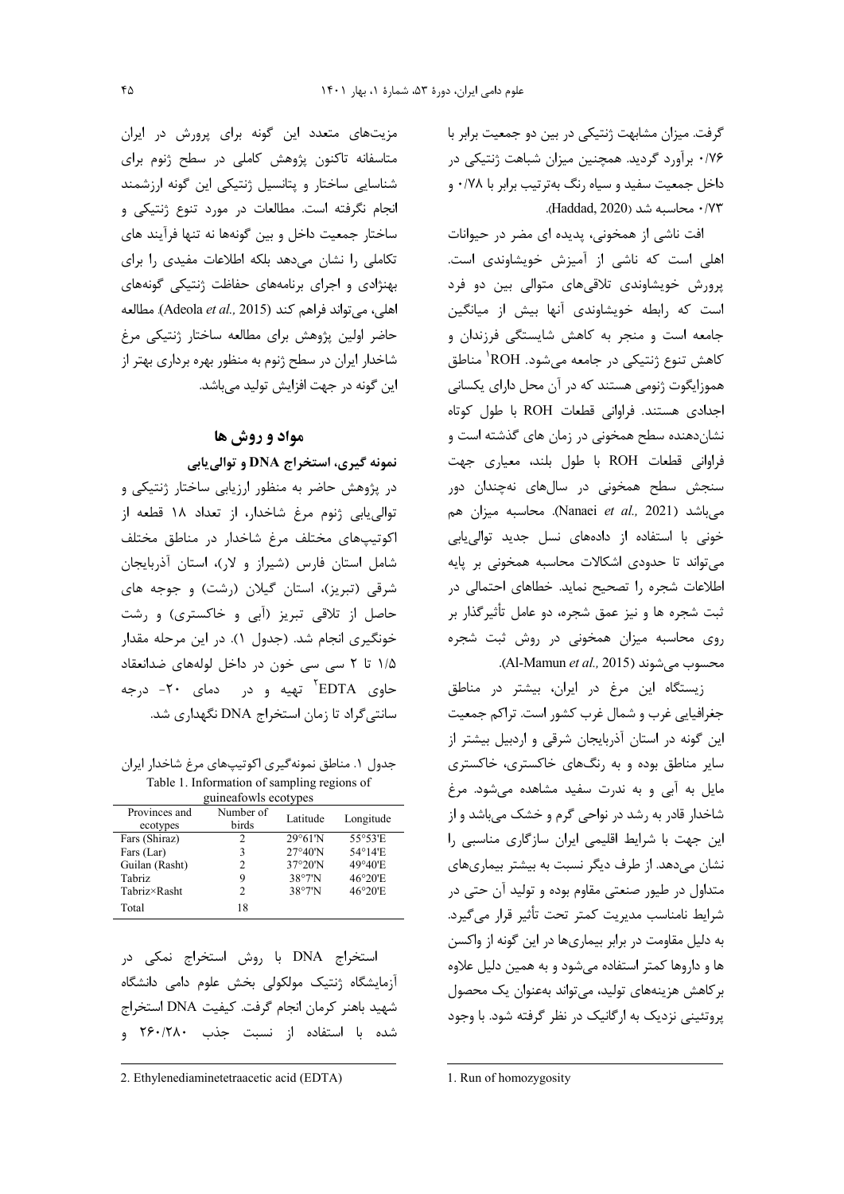گرفت. میزان مشابهت ژنتیکی در بین دو جمعیت برابر با ۰/۷۶ برآورد گردید. همچنین میزان شباهت ژنتیکی در داخل جمعیت سفید و سیاه رنگ به‌ترتیب برابر با ۰/۷۸ و ۰/۷۳ محاسبه شد (Haddad, 2020).

افت ناشی از همخونی، پدیده ای مضر در حیوانات اهلی است که ناشی از آمیزش خویشاوندی است. پرورش خویشاوندی تلاقی‌های متوالی بین دو فرد است که رابطه خویشاوندی آنها بیش از میانگین جامعه است و منجر به کاهش شایستگی فرزندان و کاهش تنوع ژنتیکی در جامعه می‌شود. ROH[1] مناطق هموزایگوت ژنومی هستند که در آن محل دارای یکسانی اجدادی هستند. فراوانی قطعات ROH با طول کوتاه نشان‌دهنده سطح همخونی در زمان های گذشته است و فراوانی قطعات ROH با طول بلند، معیاری جهت سنجش سطح همخونی در سال‌های نه‌چندان دور می‌باشد (Nanaei *et al.,* 2021). محاسبه میزان هم خونی با استفاده از داده‌های نسل جدید توالی‌یابی می‌تواند تا حدودی اشکالات محاسبه همخونی بر پایه اطلاعات شجره را تصحیح نماید. خطاهای احتمالی در ثبت شجره ها و نیز عمق شجره، دو عامل تأثیرگذار بر روی محاسبه میزان همخونی در روش ثبت شجره محسوب می‌شوند (Al-Mamun *et al.,* 2015).

زیستگاه این مرغ در ایران، بیشتر در مناطق جغرافیایی غرب و شمال غرب کشور است. تراکم جمعیت این گونه در استان آذربایجان شرقی و اردبیل بیشتر از سایر مناطق بوده و به رنگ‌های خاکستری، خاکستری مایل به آبی و به ندرت سفید مشاهده می‌شود. مرغ شاخدار قادر به رشد در نواحی گرم و خشک می‌باشد و از این جهت با شرایط اقلیمی ایران سازگاری مناسبی را نشان می‌دهد. از طرف دیگر نسبت به بیشتر بیماری‌های متداول در طیور صنعتی مقاوم بوده و تولید آن حتی در شرایط نامناسب مدیریت کمتر تحت تأثیر قرار می‌گیرد. به دلیل مقاومت در برابر بیماری‌ها در این گونه از واکسن ها و داروها کمتر استفاده می‌شود و به همین دلیل علاوه برکاهش هزینه‌های تولید، می‌تواند به‌عنوان یک محصول پروتئینی نزدیک به ارگانیک در نظر گرفته شود. با وجود مزیت‌های متعدد این گونه برای پرورش در ایران متاسفانه تاکنون پژوهش کاملی در سطح ژنوم برای شناسایی ساختار و پتانسیل ژنتیکی این گونه ارزشمند انجام نگرفته است. مطالعات در مورد تنوع ژنتیکی و ساختار جمعیت داخل و بین گونه‌ها نه تنها فرآیند های تکاملی را نشان می‌دهد بلکه اطلاعات مفیدی را برای بهنژادی و اجرای برنامه‌های حفاظت ژنتیکی گونه‌های اهلی، می‌تواند فراهم کند (Adeola *et al.,* 2015). مطالعه حاضر اولین پژوهش برای مطالعه ساختار ژنتیکی مرغ شاخدار ایران در سطح ژنوم به منظور بهره برداری بهتر از این گونه در جهت افزایش تولید می‌باشد.

## مواد و روش ها

### نمونه گیری، استخراج DNA و توالی‌یابی

در پژوهش حاضر به منظور ارزیابی ساختار ژنتیکی و توالی‌یابی ژنوم مرغ شاخدار، از تعداد ۱۸ قطعه از اکوتیپ‌های مختلف مرغ شاخدار در مناطق مختلف شامل استان فارس (شیراز و لار)، استان آذربایجان شرقی (تبریز)، استان گیلان (رشت) و جوجه های حاصل از تلاقی تبریز (آبی و خاکستری) و رشت خونگیری انجام شد. (جدول ۱). در این مرحله مقدار ۱/۵ تا ۲ سی سی خون در داخل لوله‌های ضدانعقاد حاوی EDTA[2] تهیه و در دمای ۲۰- درجه سانتی‌گراد تا زمان استخراج DNA نگهداری شد.

جدول ۱. مناطق نمونه‌گیری اکوتیپ‌های مرغ شاخدار ایران
Table 1. Information of sampling regions of guineafowls ecotypes

| Provinces and ecotypes | Number of birds | Latitude | Longitude |
|---|---|---|---|
| Fars (Shiraz) | 2 | 29°61'N | 55°53'E |
| Fars (Lar) | 3 | 27°40'N | 54°14'E |
| Guilan (Rasht) | 2 | 37°20'N | 49°40'E |
| Tabriz | 9 | 38°7'N | 46°20'E |
| Tabriz×Rasht | 2 | 38°7'N | 46°20'E |
| Total | 18 | | |

استخراج DNA با روش استخراج نمکی در آزمایشگاه ژنتیک مولکولی بخش علوم دامی دانشگاه شهید باهنر کرمان انجام گرفت. کیفیت DNA استخراج شده با استفاده از نسبت جذب ۲۶۰/۲۸۰ و

1. Run of homozygosity

2. Ethylenediaminetetraacetic acid (EDTA)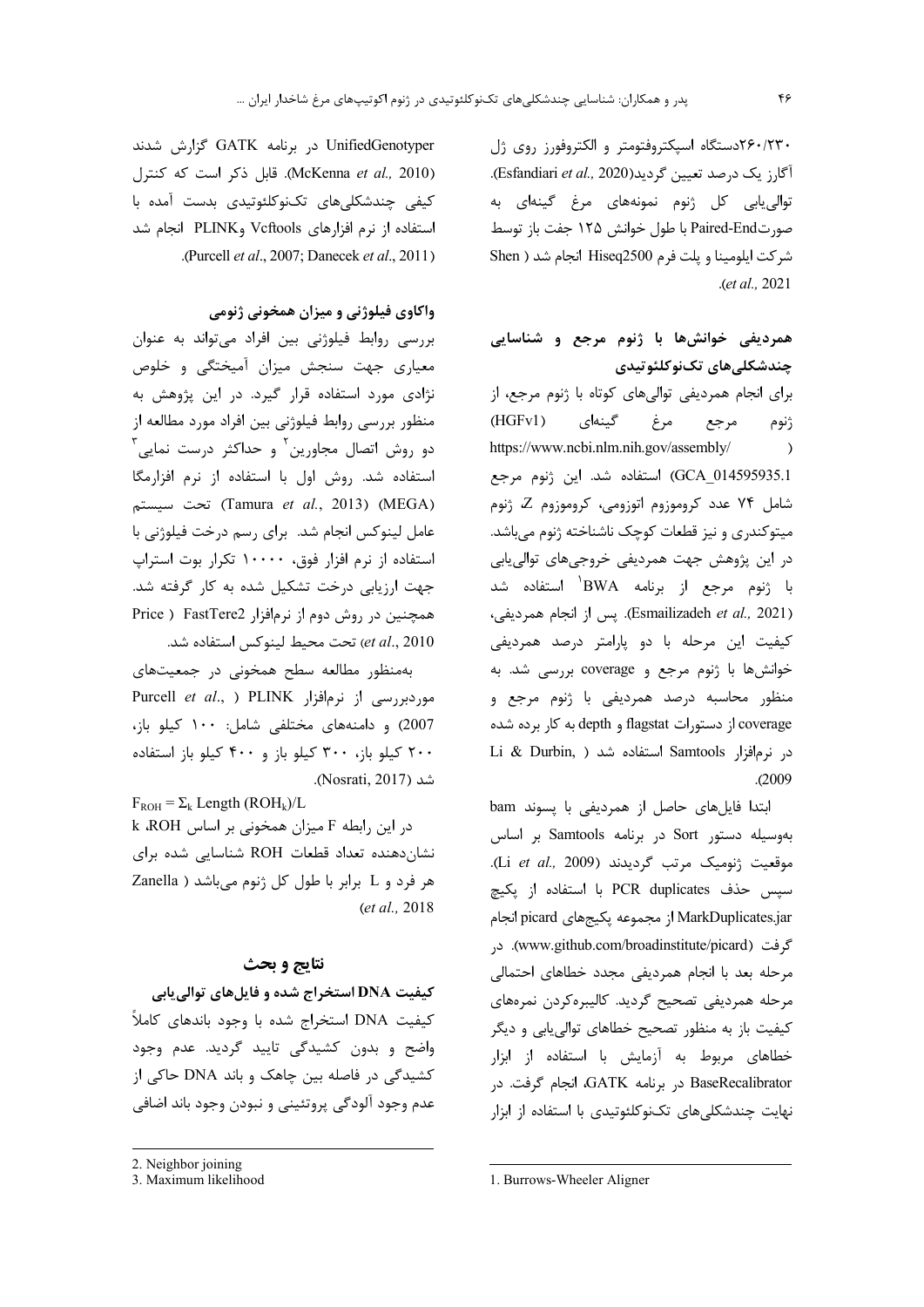۲۶۰/۲۳۰دستگاه اسپکتروفتومتر و الکتروفورز روی ژل آگارز یک درصد تعیین گردید(Esfandiari *et al.,* 2020). توالی‌یابی کل ژنوم نمونه‌های مرغ گینه‌ای به صورتPaired-End با طول خوانش ۱۲۵ جفت باز توسط شرکت ایلومینا و پلت فرم Hiseq2500 انجام شد ( Shen *et al.,* 2021).

### همردیفی خوانش‌ها با ژنوم مرجع و شناسایی چندشکلی‌های تک‌نوکلئوتیدی

برای انجام همردیفی توالی‌های کوتاه با ژنوم مرجع، از ژنوم مرجع مرغ گینه‌ای (HGFv1) ( https://www.ncbi.nlm.nih.gov/assembly/ GCA_014595935.1) استفاده شد. این ژنوم مرجع شامل ۷۴ عدد کروموزوم اتوزومی، کروموزوم Z، ژنوم میتوکندری و نیز قطعات کوچک ناشناخته ژنوم می‌باشد. در این پژوهش جهت همردیفی خروجی‌های توالی‌یابی با ژنوم مرجع از برنامه BWA[1] استفاده شد (Esmailizadeh *et al.,* 2021). پس از انجام همردیفی، کیفیت این مرحله با دو پارامتر درصد همردیفی خوانش‌ها با ژنوم مرجع و coverage بررسی شد. به منظور محاسبه درصد همردیفی با ژنوم مرجع و coverage از دستورات flagstat و depth به کار برده شده در نرم‌افزار Samtools استفاده شد ( Li & Durbin, 2009).

ابتدا فایل‌های حاصل از همردیفی با پسوند bam به‌وسیله دستور Sort در برنامه Samtools بر اساس موقعیت ژنومیک مرتب گردیدند (Li *et al.,* 2009). سپس حذف PCR duplicates با استفاده از پکیج MarkDuplicates.jar از مجموعه پکیج‌های picard انجام گرفت (www.github.com/broadinstitute/picard). در مرحله بعد با انجام همردیفی مجدد خطاهای احتمالی مرحله همردیفی تصحیح گردید. کالیبره‌کردن نمره‌های کیفیت باز به منظور تصحیح خطاهای توالی‌یابی و دیگر خطاهای مربوط به آزمایش با استفاده از ابزار BaseRecalibrator در برنامه GATK، انجام گرفت. در نهایت چندشکلی‌های تک‌نوکلئوتیدی با استفاده از ابزار UnifiedGenotyper در برنامه GATK گزارش شدند (McKenna *et al.,* 2010). قابل ذکر است که کنترل کیفی چندشکلی‌های تک‌نوکلئوتیدی بدست آمده با استفاده از نرم افزارهای Vcftools وPLINK انجام شد (Purcell *et al*., 2007; Danecek *et al*., 2011).

### واکاوی فیلوژنی و میزان همخونی ژنومی

بررسی روابط فیلوژنی بین افراد می‌تواند به عنوان معیاری جهت سنجش میزان آمیختگی و خلوص نژادی مورد استفاده قرار گیرد. در این پژوهش به منظور بررسی روابط فیلوژنی بین افراد مورد مطالعه از دو روش اتصال مجاورین[2] و حداکثر درست نمایی[3] استفاده شد. روش اول با استفاده از نرم افزارمگا (MEGA) (Tamura *et al.*, 2013) تحت سیستم عامل لینوکس انجام شد. برای رسم درخت فیلوژنی با استفاده از نرم افزار فوق، ۱۰۰۰۰ تکرار بوت استراپ جهت ارزیابی درخت تشکیل شده به کار گرفته شد. همچنین در روش دوم از نرم‌افزار FastTere2 ( Price *et al*., 2010) تحت محیط لینوکس استفاده شد.

به‌منظور مطالعه سطح همخونی در جمعیت‌های موردبررسی از نرم‌افزار PLINK ( Purcell *et al*., 2007) و دامنه‌های مختلفی شامل: ۱۰۰ کیلو باز، ۲۰۰ کیلو باز، ۳۰۰ کیلو باز و ۴۰۰ کیلو باز استفاده شد (Nosrati, 2017).

$$F_{ROH} = \Sigma_k \text{ Length } (ROH_k)/L$$

در این رابطه F میزان همخونی بر اساس ROH، k نشان‌دهنده تعداد قطعات ROH شناسایی شده برای هر فرد و L برابر با طول کل ژنوم می‌باشد ( Zanella *et al.,* 2018)

## نتایج و بحث

### کیفیت DNA استخراج شده و فایل‌های توالی‌یابی

کیفیت DNA استخراج شده با وجود باندهای کاملاً واضح و بدون کشیدگی تایید گردید. عدم وجود کشیدگی در فاصله بین چاهک و باند DNA حاکی از عدم وجود آلودگی پروتئینی و نبودن وجود باند اضافی

---

1. Burrows-Wheeler Aligner
2. Neighbor joining
3. Maximum likelihood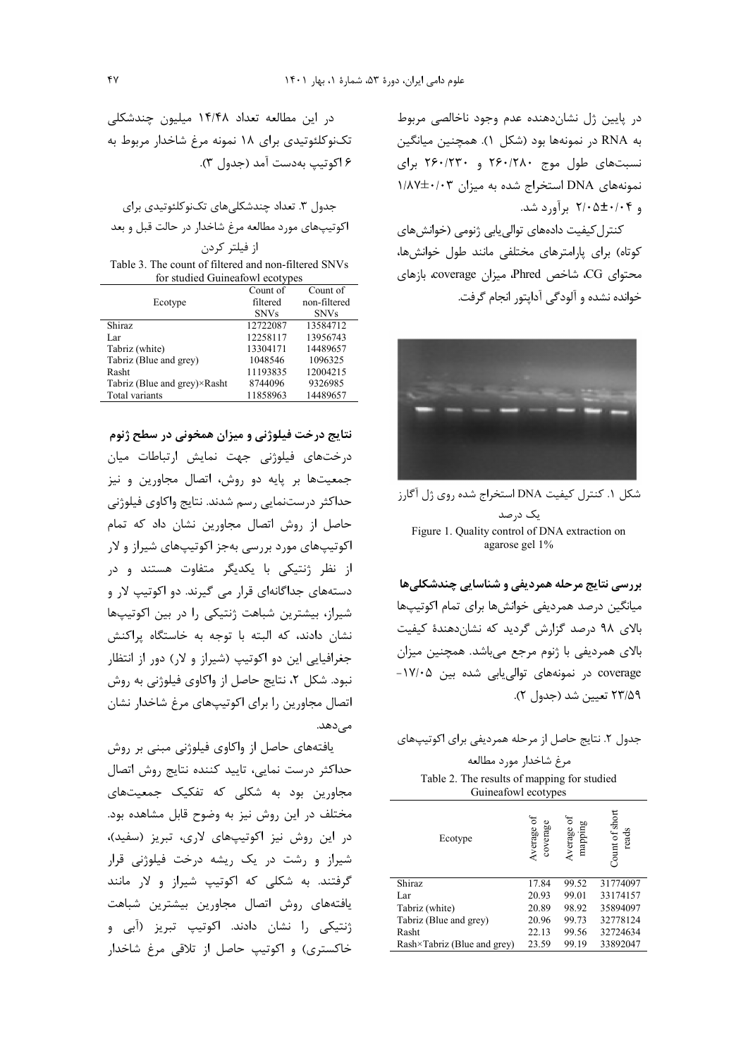در پایین ژل نشان‌دهنده عدم وجود ناخالصی مربوط به RNA در نمونه‌ها بود (شکل ۱). همچنین میانگین نسبت‌های طول موج ۲۶۰/۲۸۰ و ۲۶۰/۲۳۰ برای نمونه‌های DNA استخراج شده به میزان ۰/۰۳±۱/۸۷ و ۰/۰۴±۲/۰۵ برآورد شد.

کنترل‌کیفیت داده‌های توالی‌یابی ژنومی (خوانش‌های کوتاه) برای پارامترهای مختلفی مانند طول خوانش‌ها، محتوای CG، شاخص Phred، میزان coverage، بازهای خوانده نشده و آلودگی آداپتور انجام گرفت.

شکل ۱. کنترل کیفیت DNA استخراج شده روی ژل آگارز یک درصد

Figure 1. Quality control of DNA extraction on agarose gel 1%

**بررسی نتایج مرحله همردیفی و شناسایی چندشکلی‌ها**

میانگین درصد همردیفی خوانش‌ها برای تمام اکوتیپ‌ها بالای ۹۸ درصد گزارش گردید که نشان‌دهندهٔ کیفیت بالای همردیفی با ژنوم مرجع می‌باشد. همچنین میزان coverage در نمونه‌های توالی‌یابی شده بین ۱۷/۰۵-۲۳/۵۹ تعیین شد (جدول ۲).

جدول ۲. نتایج حاصل از مرحله همردیفی برای اکوتیپ‌های مرغ شاخدار مورد مطالعه

Table 2. The results of mapping for studied Guineafowl ecotypes

| Ecotype | Average of coverage | Average of mapping | Count of short reads |
|---|---|---|---|
| Shiraz | 17.84 | 99.52 | 31774097 |
| Lar | 20.93 | 99.01 | 33174157 |
| Tabriz (white) | 20.89 | 98.92 | 35894097 |
| Tabriz (Blue and grey) | 20.96 | 99.73 | 32778124 |
| Rasht | 22.13 | 99.56 | 32724634 |
| Rash×Tabriz (Blue and grey) | 23.59 | 99.19 | 33892047 |

در این مطالعه تعداد ۱۴/۴۸ میلیون چندشکلی تک‌نوکلئوتیدی برای ۱۸ نمونه مرغ شاخدار مربوط به ۶ اکوتیپ به‌دست آمد (جدول ۳).

جدول ۳. تعداد چندشکلی‌های تک‌نوکلئوتیدی برای اکوتیپ‌های مورد مطالعه مرغ شاخدار در حالت قبل و بعد از فیلتر کردن

Table 3. The count of filtered and non-filtered SNVs for studied Guineafowl ecotypes

| Ecotype | Count of filtered SNVs | Count of non-filtered SNVs |
|---|---|---|
| Shiraz | 12722087 | 13584712 |
| Lar | 12258117 | 13956743 |
| Tabriz (white) | 13304171 | 14489657 |
| Tabriz (Blue and grey) | 1048546 | 1096325 |
| Rasht | 11193835 | 12004215 |
| Tabriz (Blue and grey)×Rasht | 8744096 | 9326985 |
| Total variants | 11858963 | 14489657 |

**نتایج درخت فیلوژنی و میزان همخونی در سطح ژنوم**

درخت‌های فیلوژنی جهت نمایش ارتباطات میان جمعیت‌ها بر پایه دو روش، اتصال مجاورین و نیز حداکثر درست‌نمایی رسم شدند. نتایج واکاوی فیلوژنی حاصل از روش اتصال مجاورین نشان داد که تمام اکوتیپ‌های مورد بررسی به‌جز اکوتیپ‌های شیراز و لار از نظر ژنتیکی با یکدیگر متفاوت هستند و در دسته‌های جداگانه‌ای قرار می گیرند. دو اکوتیپ لار و شیراز، بیشترین شباهت ژنتیکی را در بین اکوتیپ‌ها نشان دادند، که البته با توجه به خاستگاه پراکنش جغرافیایی این دو اکوتیپ (شیراز و لار) دور از انتظار نبود. شکل ۲، نتایج حاصل از واکاوی فیلوژنی به روش اتصال مجاورین را برای اکوتیپ‌های مرغ شاخدار نشان می‌دهد.

یافته‌های حاصل از واکاوی فیلوژنی مبنی بر روش حداکثر درست نمایی، تایید کننده نتایج روش اتصال مجاورین بود به شکلی که تفکیک جمعیت‌های مختلف در این روش نیز به وضوح قابل مشاهده بود. در این روش نیز اکوتیپ‌های لاری، تبریز (سفید)، شیراز و رشت در یک ریشه درخت فیلوژنی قرار گرفتند. به شکلی که اکوتیپ شیراز و لار مانند یافته‌های روش اتصال مجاورین بیشترین شباهت ژنتیکی را نشان دادند. اکوتیپ تبریز (آبی و خاکستری) و اکوتیپ حاصل از تلاقی مرغ شاخدار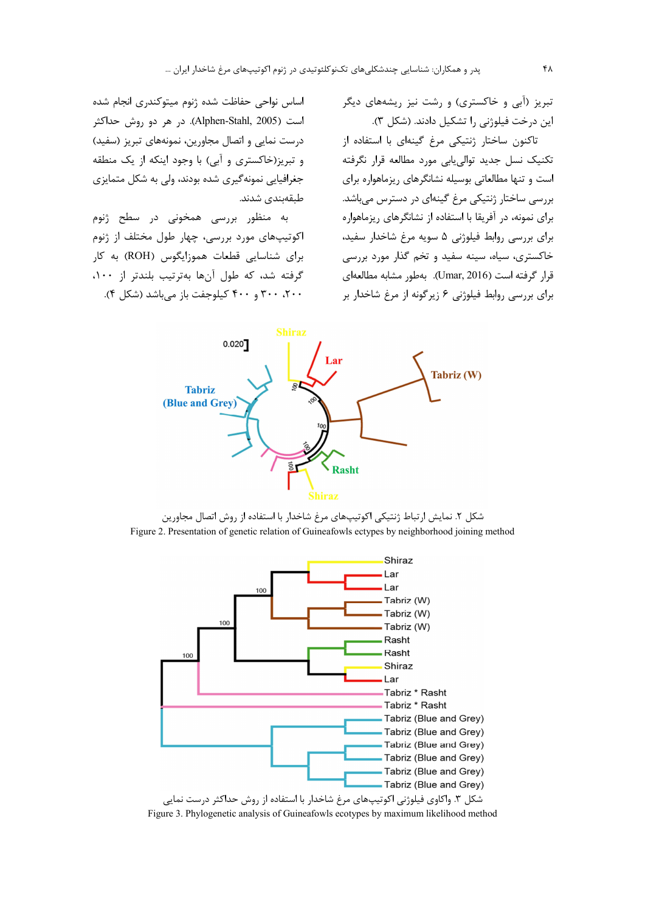تبریز (آبی و خاکستری) و رشت نیز ریشه‌های دیگر این درخت فیلوژنی را تشکیل دادند. (شکل ۳).

تاکنون ساختار ژنتیکی مرغ گینه‌ای با استفاده از تکنیک نسل جدید توالی‌یابی مورد مطالعه قرار نگرفته است و تنها مطالعاتی بوسیله نشانگرهای ریزماهواره برای بررسی ساختار ژنتیکی مرغ گینه‌ای در دسترس می‌باشد. برای نمونه، در آفریقا با استفاده از نشانگرهای ریزماهواره برای بررسی روابط فیلوژنی ۵ سویه مرغ شاخدار سفید، خاکستری، سیاه، سینه سفید و تخم گذار مورد بررسی قرار گرفته است (Umar, 2016). بطور مشابه مطالعه‌ای برای بررسی روابط فیلوژنی ۶ زیرگونه از مرغ شاخدار بر اساس نواحی حفاظت شده ژنوم میتوکندری انجام شده است (Alphen-Stahl, 2005). در هر دو روش حداکثر درست نمایی و اتصال مجاورین، نمونه‌های تبریز (سفید) و تبریز(خاکستری و آبی) با وجود اینکه از یک منطقه جغرافیایی نمونه‌گیری شده بودند، ولی به شکل متمایزی طبقه‌بندی شدند.

به منظور بررسی همخونی در سطح ژنوم اکوتیپ‌های مورد بررسی، چهار طول مختلف از ژنوم برای شناسایی قطعات هموزایگوس (ROH) به کار گرفته شد، که طول آن‌ها به‌ترتیب بلندتر از ۱۰۰، ۲۰۰، ۳۰۰ و ۴۰۰ کیلوجفت باز می‌باشد (شکل ۴).

شکل ۲. نمایش ارتباط ژنتیکی اکوتیپ‌های مرغ شاخدار با استفاده از روش اتصال مجاورین

Figure 2. Presentation of genetic relation of Guineafowls ectypes by neighborhood joining method

شکل ۳. واکاوی فیلوژنی اکوتیپ‌های مرغ شاخدار با استفاده از روش حداکثر درست نمایی

Figure 3. Phylogenetic analysis of Guineafowls ectypes by maximum likelihood method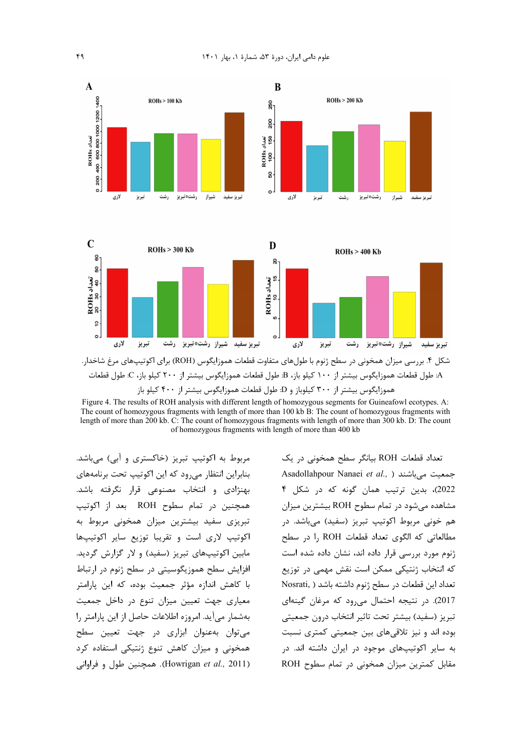شکل ۴. بررسی میزان همخونی در سطح ژنوم با طول‌های متفاوت قطعات هموزایگوس (ROH) برای اکوتیپ‌های مرغ شاخدار. A: طول قطعات هموزایگوس بیشتر از ۱۰۰ کیلو باز، B: طول قطعات هموزایگوس بیشتر از ۲۰۰ کیلو باز، C: طول قطعات هموزایگوس بیشتر از ۳۰۰ کیلوباز و D: طول قطعات هموزایگوس بیشتر از ۴۰۰ کیلو باز

Figure 4. The results of ROH analysis with different length of homozygous segments for Guineafowl ecotypes. A: The count of homozygous fragments with length of more than 100 kb B: The count of homozygous fragments with length of more than 200 kb. C: The count of homozygous fragments with length of more than 300 kb. D: The count of homozygous fragments with length of more than 400 kb

تعداد قطعات ROH بیانگر سطح همخونی در یک جمعیت می‌باشند (Asadollahpour Nanaei *et al.*, 2022)، بدین ترتیب همان گونه که در شکل ۴ مشاهده می‌شود در تمام سطوح ROH بیشترین میزان هم خونی مربوط اکوتیپ تبریز (سفید) می‌باشد. در مطالعاتی که الگوی تعداد قطعات ROH را در سطح ژنوم مورد بررسی قرار داده اند، نشان داده شده است که انتخاب ژنتیکی ممکن است نقش مهمی در توزیع تعداد این قطعات در سطح ژنوم داشته باشد (Nosrati, 2017). در نتیجه احتمال می‌رود که مرغان گینه‌ای تبریز (سفید) بیشتر تحت تاثیر انتخاب درون جمعیت بوده اند و نیز تلاقی‌های بین جمعیتی کمتری نسبت به سایر اکوتیپ‌های موجود در ایران داشته اند. در مقابل کمترین میزان همخونی در تمام سطوح ROH مربوط به اکوتیپ تبریز (خاکستری و آبی) می‌باشد. بنابراین انتظار می‌رود که این اکوتیپ تحت برنامه‌های بهنژادی و انتخاب مصنوعی قرار نگرفته باشد. همچنین در تمام سطوح ROH بعد از اکوتیپ تبریزی سفید بیشترین میزان همخونی مربوط به اکوتیپ لاری است و تقریبا توزیع سایر اکوتیپ‌ها مابین اکوتیپ‌های تبریز (سفید) و لار گزارش گردید. افزایش سطح هموزیگوسیتی در سطح ژنوم در ارتباط با کاهش اندازهٔ مؤثر جمعیت بوده، که این پارامتر معیاری جهت تعیین میزان تنوع در داخل جمعیت به‌شمار می‌آید. امروزه اطلاعات حاصل از این پارامتر را می‌توان به‌عنوان ابزاری در جهت تعیین سطح همخونی و میزان کاهش تنوع ژنتیکی استفاده کرد (Howrigan *et al.*, 2011). همچنین طول و فراوانی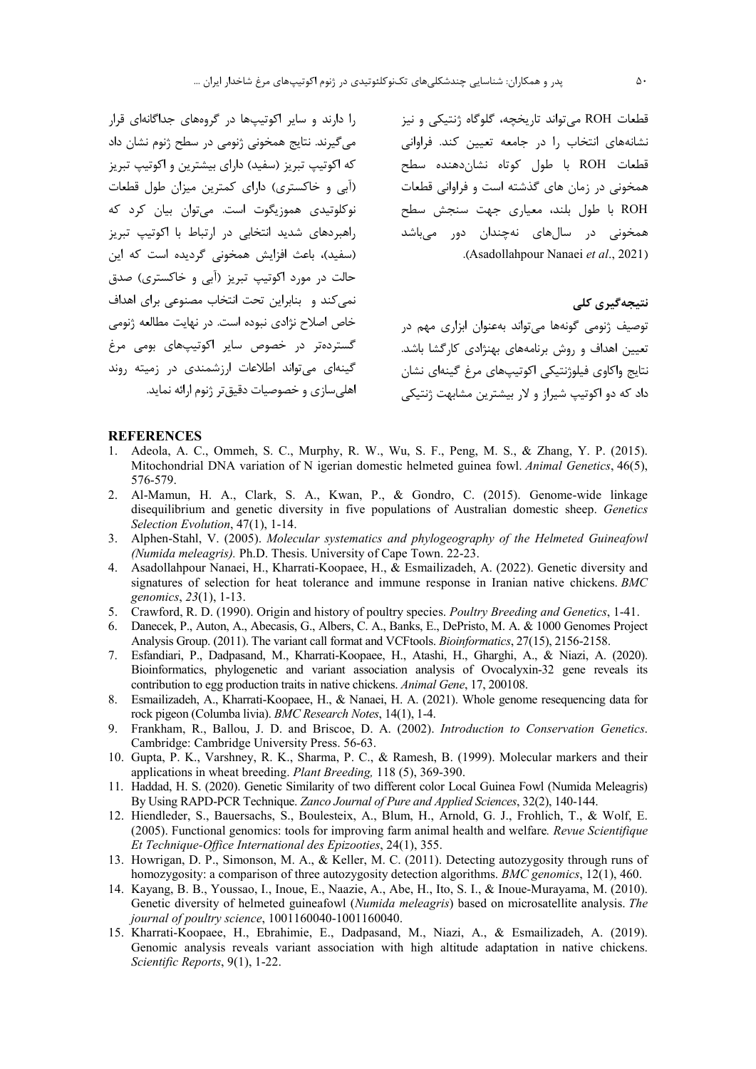قطعات ROH می‌تواند تاریخچه، گلوگاه ژنتیکی و نیز نشانه‌های انتخاب را در جامعه تعیین کند. فراوانی قطعات ROH با طول کوتاه نشان‌دهنده سطح همخونی در زمان های گذشته است و فراوانی قطعات ROH با طول بلند، معیاری جهت سنجش سطح همخونی در سال‌های نه‌چندان دور می‌باشد (Asadollahpour Nanaei *et al*., 2021).

## نتیجه‌گیری کلی

توصیف ژنومی گونه‌ها می‌تواند به‌عنوان ابزاری مهم در تعیین اهداف و روش برنامه‌های بهنژادی کارگشا باشد. نتایج واکاوی فیلوژنتیکی اکوتیپ‌های مرغ گینه‌ای نشان داد که دو اکوتیپ شیراز و لار بیشترین مشابهت ژنتیکی را دارند و سایر اکوتیپ‌ها در گروه‌های جداگانه‌ای قرار می‌گیرند. نتایج همخونی ژنومی در سطح ژنوم نشان داد که اکوتیپ تبریز (سفید) دارای بیشترین و اکوتیپ تبریز (آبی و خاکستری) دارای کمترین میزان طول قطعات نوکلوتیدی هموزیگوت است. می‌توان بیان کرد که راهبردهای شدید انتخابی در ارتباط با اکوتیپ تبریز (سفید)، باعث افزایش همخونی گردیده است که این حالت در مورد اکوتیپ تبریز (آبی و خاکستری) صدق نمی‌کند و بنابراین تحت انتخاب مصنوعی برای اهداف خاص اصلاح نژادی نبوده است. در نهایت مطالعه ژنومی گسترده‌تر در خصوص سایر اکوتیپ‌های بومی مرغ گینه‌ای می‌تواند اطلاعات ارزشمندی در زمینه روند اهلی‌سازی و خصوصیات دقیق‌تر ژنوم ارائه نماید.

## REFERENCES

1. Adeola, A. C., Ommeh, S. C., Murphy, R. W., Wu, S. F., Peng, M. S., & Zhang, Y. P. (2015). Mitochondrial DNA variation of N igerian domestic helmeted guinea fowl. *Animal Genetics*, 46(5), 576-579.
2. Al-Mamun, H. A., Clark, S. A., Kwan, P., & Gondro, C. (2015). Genome-wide linkage disequilibrium and genetic diversity in five populations of Australian domestic sheep. *Genetics Selection Evolution*, 47(1), 1-14.
3. Alphen-Stahl, V. (2005). *Molecular systematics and phylogeography of the Helmeted Guineafowl (Numida meleagris).* Ph.D. Thesis. University of Cape Town. 22-23.
4. Asadollahpour Nanaei, H., Kharrati-Koopaee, H., & Esmailizadeh, A. (2022). Genetic diversity and signatures of selection for heat tolerance and immune response in Iranian native chickens. *BMC genomics*, *23*(1), 1-13.
5. Crawford, R. D. (1990). Origin and history of poultry species. *Poultry Breeding and Genetics*, 1-41.
6. Danecek, P., Auton, A., Abecasis, G., Albers, C. A., Banks, E., DePristo, M. A. & 1000 Genomes Project Analysis Group. (2011). The variant call format and VCFtools. *Bioinformatics*, 27(15), 2156-2158.
7. Esfandiari, P., Dadpasand, M., Kharrati-Koopaee, H., Atashi, H., Gharghi, A., & Niazi, A. (2020). Bioinformatics, phylogenetic and variant association analysis of Ovocalyxin-32 gene reveals its contribution to egg production traits in native chickens. *Animal Gene*, 17, 200108.
8. Esmailizadeh, A., Kharrati-Koopaee, H., & Nanaei, H. A. (2021). Whole genome resequencing data for rock pigeon (Columba livia). *BMC Research Notes*, 14(1), 1-4.
9. Frankham, R., Ballou, J. D. and Briscoe, D. A. (2002). *Introduction to Conservation Genetics*. Cambridge: Cambridge University Press. 56-63.
10. Gupta, P. K., Varshney, R. K., Sharma, P. C., & Ramesh, B. (1999). Molecular markers and their applications in wheat breeding. *Plant Breeding,* 118 (5), 369-390.
11. Haddad, H. S. (2020). Genetic Similarity of two different color Local Guinea Fowl (Numida Meleagris) By Using RAPD-PCR Technique. *Zanco Journal of Pure and Applied Sciences*, 32(2), 140-144.
12. Hiendleder, S., Bauersachs, S., Boulesteix, A., Blum, H., Arnold, G. J., Frohlich, T., & Wolf, E. (2005). Functional genomics: tools for improving farm animal health and welfare*. Revue Scientifique Et Technique-Office International des Epizooties*, 24(1), 355.
13. Howrigan, D. P., Simonson, M. A., & Keller, M. C. (2011). Detecting autozygosity through runs of homozygosity: a comparison of three autozygosity detection algorithms. *BMC genomics*, 12(1), 460.
14. Kayang, B. B., Youssao, I., Inoue, E., Naazie, A., Abe, H., Ito, S. I., & Inoue-Murayama, M. (2010). Genetic diversity of helmeted guineafowl (*Numida meleagris*) based on microsatellite analysis. *The journal of poultry science*, 1001160040-1001160040.
15. Kharrati-Koopaee, H., Ebrahimie, E., Dadpasand, M., Niazi, A., & Esmailizadeh, A. (2019). Genomic analysis reveals variant association with high altitude adaptation in native chickens. *Scientific Reports*, 9(1), 1-22.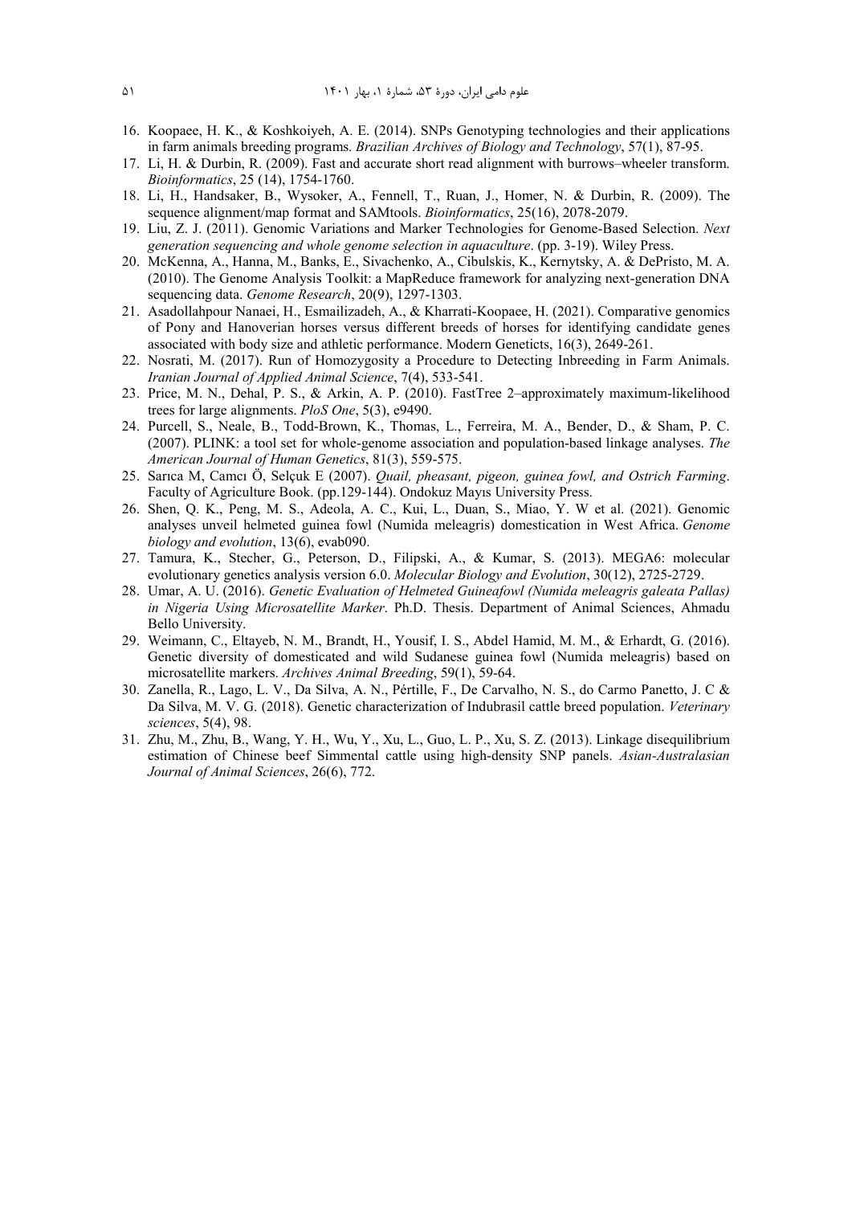16. Koopaee, H. K., & Koshkoiyeh, A. E. (2014). SNPs Genotyping technologies and their applications in farm animals breeding programs. *Brazilian Archives of Biology and Technology*, 57(1), 87-95.
17. Li, H. & Durbin, R. (2009). Fast and accurate short read alignment with burrows–wheeler transform. *Bioinformatics*, 25 (14), 1754-1760.
18. Li, H., Handsaker, B., Wysoker, A., Fennell, T., Ruan, J., Homer, N. & Durbin, R. (2009). The sequence alignment/map format and SAMtools. *Bioinformatics*, 25(16), 2078-2079.
19. Liu, Z. J. (2011). Genomic Variations and Marker Technologies for Genome-Based Selection. *Next generation sequencing and whole genome selection in aquaculture*. (pp. 3-19). Wiley Press.
20. McKenna, A., Hanna, M., Banks, E., Sivachenko, A., Cibulskis, K., Kernytsky, A. & DePristo, M. A. (2010). The Genome Analysis Toolkit: a MapReduce framework for analyzing next-generation DNA sequencing data. *Genome Research*, 20(9), 1297-1303.
21. Asadollahpour Nanaei, H., Esmailizadeh, A., & Kharrati-Koopaee, H. (2021). Comparative genomics of Pony and Hanoverian horses versus different breeds of horses for identifying candidate genes associated with body size and athletic performance. Modern Geneticts, 16(3), 2649-261.
22. Nosrati, M. (2017). Run of Homozygosity a Procedure to Detecting Inbreeding in Farm Animals. *Iranian Journal of Applied Animal Science*, 7(4), 533-541.
23. Price, M. N., Dehal, P. S., & Arkin, A. P. (2010). FastTree 2–approximately maximum-likelihood trees for large alignments. *PloS One*, 5(3), e9490.
24. Purcell, S., Neale, B., Todd-Brown, K., Thomas, L., Ferreira, M. A., Bender, D., & Sham, P. C. (2007). PLINK: a tool set for whole-genome association and population-based linkage analyses. *The American Journal of Human Genetics*, 81(3), 559-575.
25. Sarıca M, Camcı Ö, Selçuk E (2007). *Quail, pheasant, pigeon, guinea fowl, and Ostrich Farming*. Faculty of Agriculture Book. (pp.129-144). Ondokuz Mayıs University Press.
26. Shen, Q. K., Peng, M. S., Adeola, A. C., Kui, L., Duan, S., Miao, Y. W et al. (2021). Genomic analyses unveil helmeted guinea fowl (Numida meleagris) domestication in West Africa. *Genome biology and evolution*, 13(6), evab090.
27. Tamura, K., Stecher, G., Peterson, D., Filipski, A., & Kumar, S. (2013). MEGA6: molecular evolutionary genetics analysis version 6.0. *Molecular Biology and Evolution*, 30(12), 2725-2729.
28. Umar, A. U. (2016). *Genetic Evaluation of Helmeted Guineafowl (Numida meleagris galeata Pallas) in Nigeria Using Microsatellite Marker*. Ph.D. Thesis. Department of Animal Sciences, Ahmadu Bello University.
29. Weimann, C., Eltayeb, N. M., Brandt, H., Yousif, I. S., Abdel Hamid, M. M., & Erhardt, G. (2016). Genetic diversity of domesticated and wild Sudanese guinea fowl (Numida meleagris) based on microsatellite markers. *Archives Animal Breeding*, 59(1), 59-64.
30. Zanella, R., Lago, L. V., Da Silva, A. N., Pértille, F., De Carvalho, N. S., do Carmo Panetto, J. C & Da Silva, M. V. G. (2018). Genetic characterization of Indubrasil cattle breed population. *Veterinary sciences*, 5(4), 98.
31. Zhu, M., Zhu, B., Wang, Y. H., Wu, Y., Xu, L., Guo, L. P., Xu, S. Z. (2013). Linkage disequilibrium estimation of Chinese beef Simmental cattle using high-density SNP panels. *Asian-Australasian Journal of Animal Sciences*, 26(6), 772.